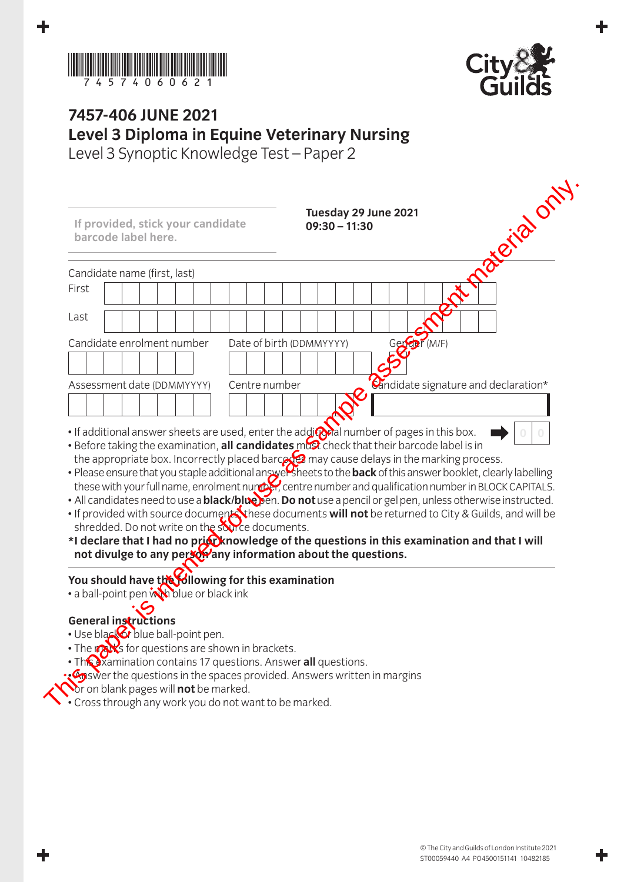# 7457-406 JUNE 2021

## Level 3 Diploma in Equine Veterinary Nursing

Level 3 Synoptic Knowledge Test – Paper 2

If provided, stick your candidate barcode label here.

**Tuesday 29 June 2021**
**09:30 – 11:30**

This paper is intended for use as sample assessment material only.

Candidate name (first, last)

First

Last

Candidate enrolment number

Date of birth (DDMMYYYY)

Gender (M/F)

Assessment date (DDMMYYYY)

Centre number

Candidate signature and declaration*

- If additional answer sheets are used, enter the additional number of pages in this box.
- Before taking the examination, **all candidates** must check that their barcode label is in the appropriate box. Incorrectly placed barcodes may cause delays in the marking process.
- Please ensure that you staple additional answer sheets to the **back** of this answer booklet, clearly labelling these with your full name, enrolment number, centre number and qualification number in BLOCK CAPITALS.
- All candidates need to use a **black/blue** pen. **Do not** use a pencil or gel pen, unless otherwise instructed.
- If provided with source documents these documents **will not** be returned to City & Guilds, and will be shredded. Do not write on the source documents.

**\*I declare that I had no prior knowledge of the questions in this examination and that I will not divulge to any person any information about the questions.**

**You should have the following for this examination**

- a ball-point pen with blue or black ink

**General instructions**

- Use black or blue ball-point pen.
- The marks for questions are shown in brackets.
- This examination contains 17 questions. Answer **all** questions.
- Answer the questions in the spaces provided. Answers written in margins or on blank pages will **not** be marked.
- Cross through any work you do not want to be marked.

© The City and Guilds of London Institute 2021
ST00059440 A4 PO4500151141 10482185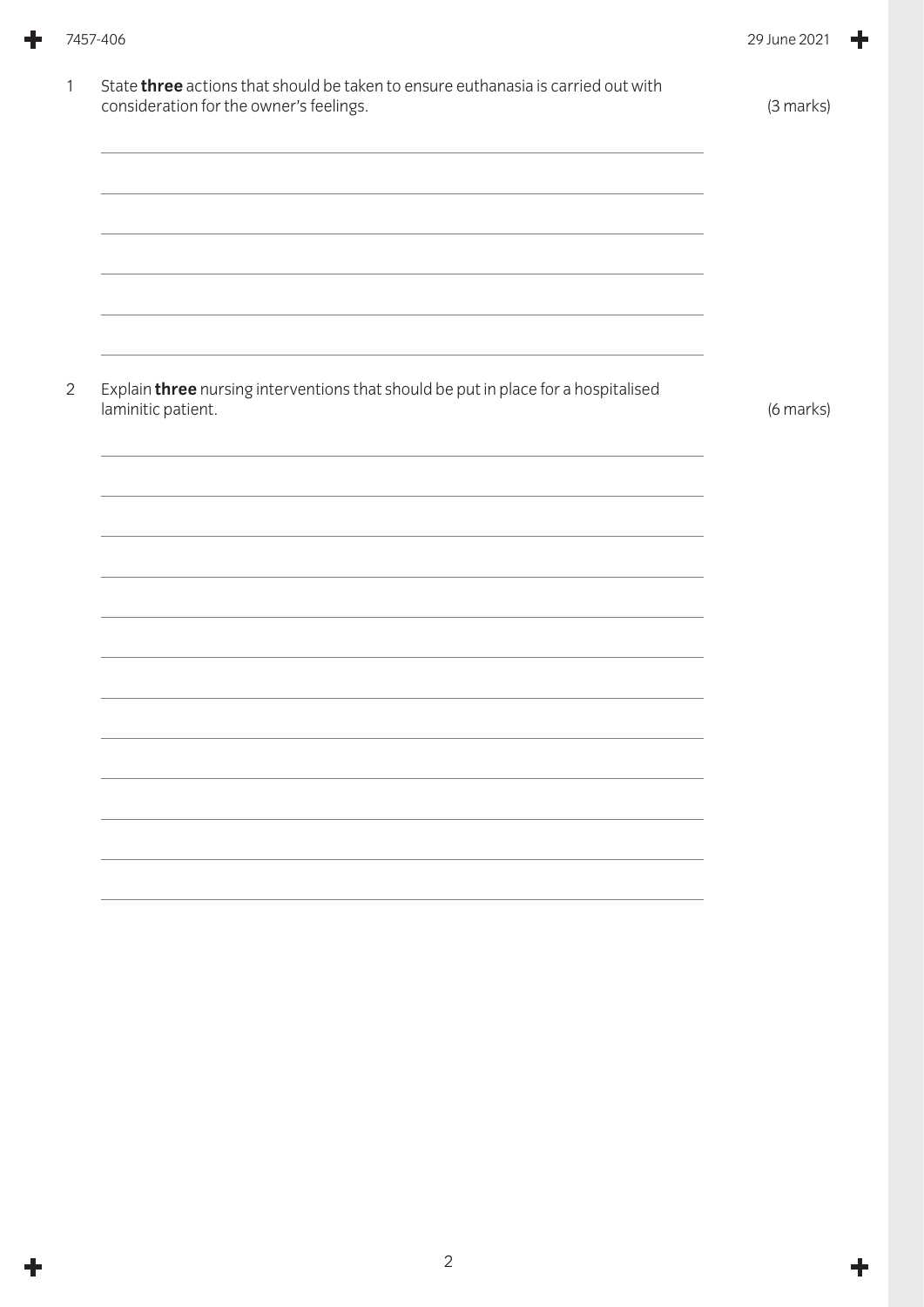1 State **three** actions that should be taken to ensure euthanasia is carried out with consideration for the owner's feelings. (3 marks)

2 Explain **three** nursing interventions that should be put in place for a hospitalised laminitic patient. (6 marks)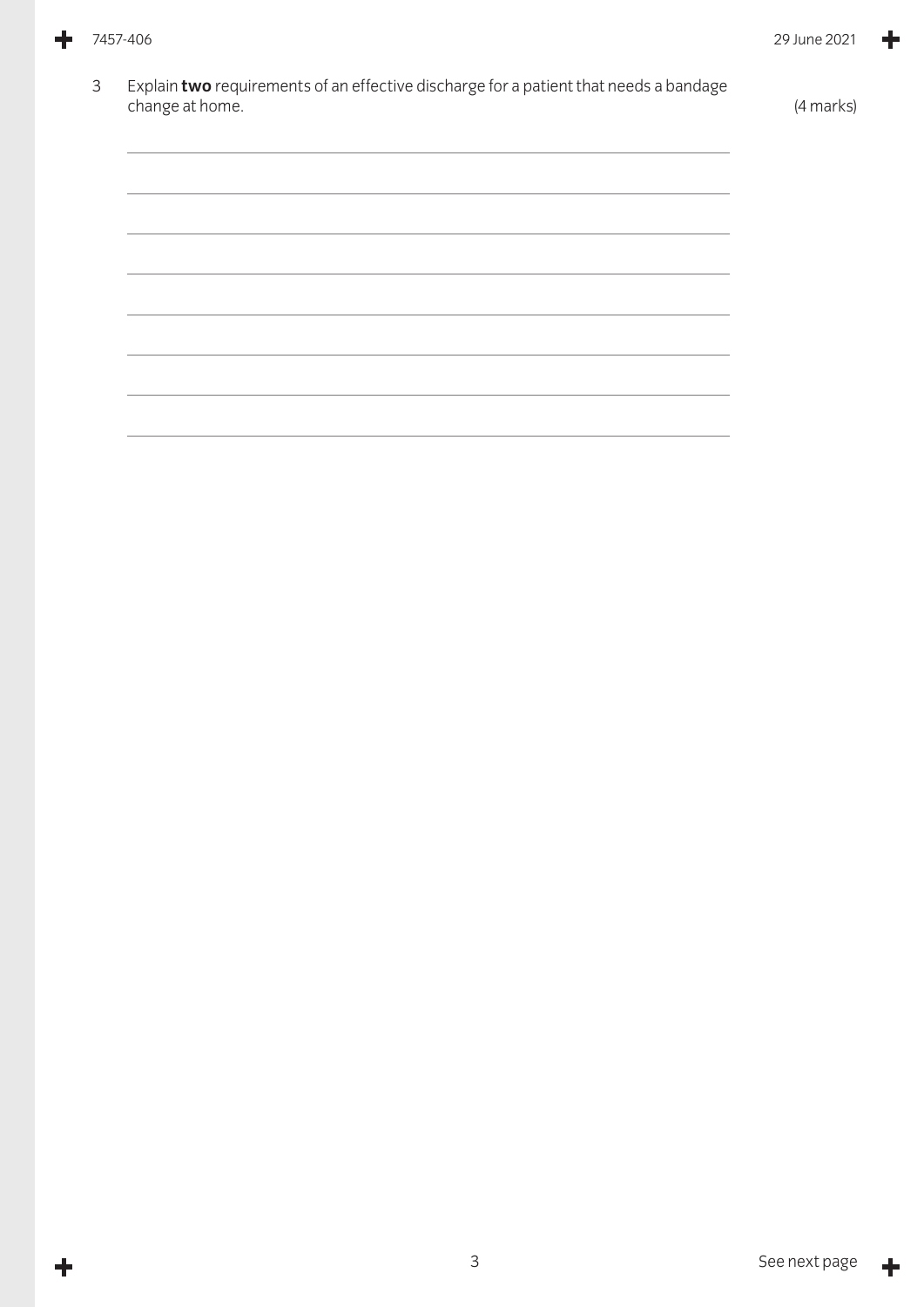3 Explain **two** requirements of an effective discharge for a patient that needs a bandage change at home.

(4 marks)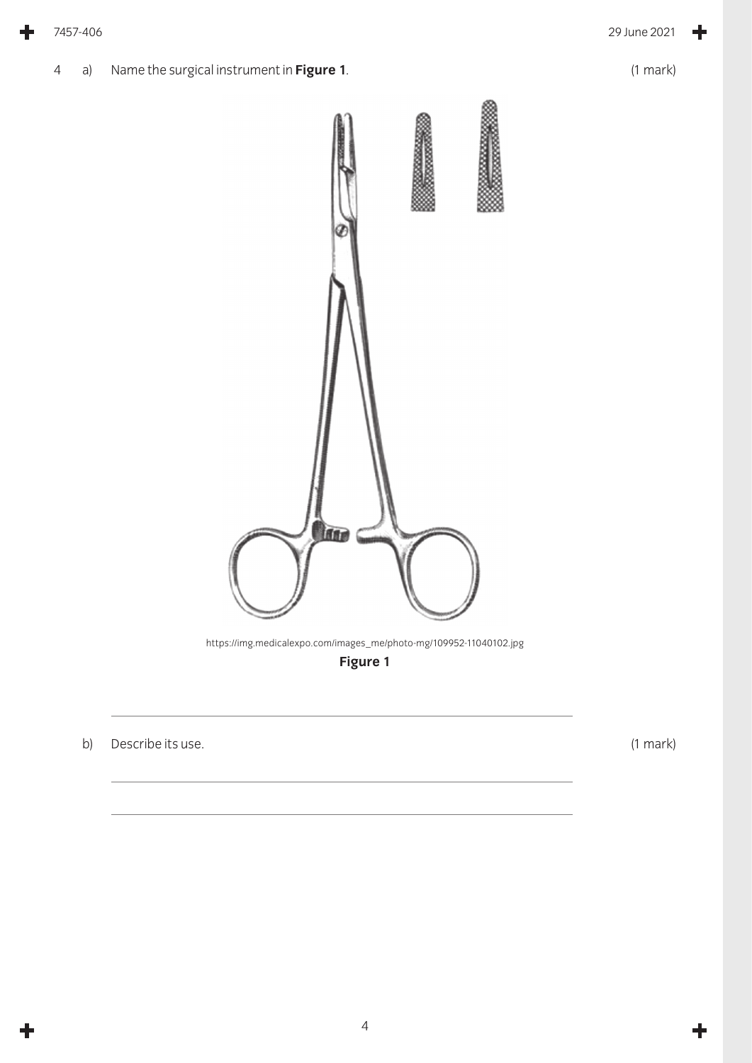4 a) Name the surgical instrument in **Figure 1**. (1 mark)

https://img.medicalexpo.com/images_me/photo-mg/109952-11040102.jpg

**Figure 1**

b) Describe its use. (1 mark)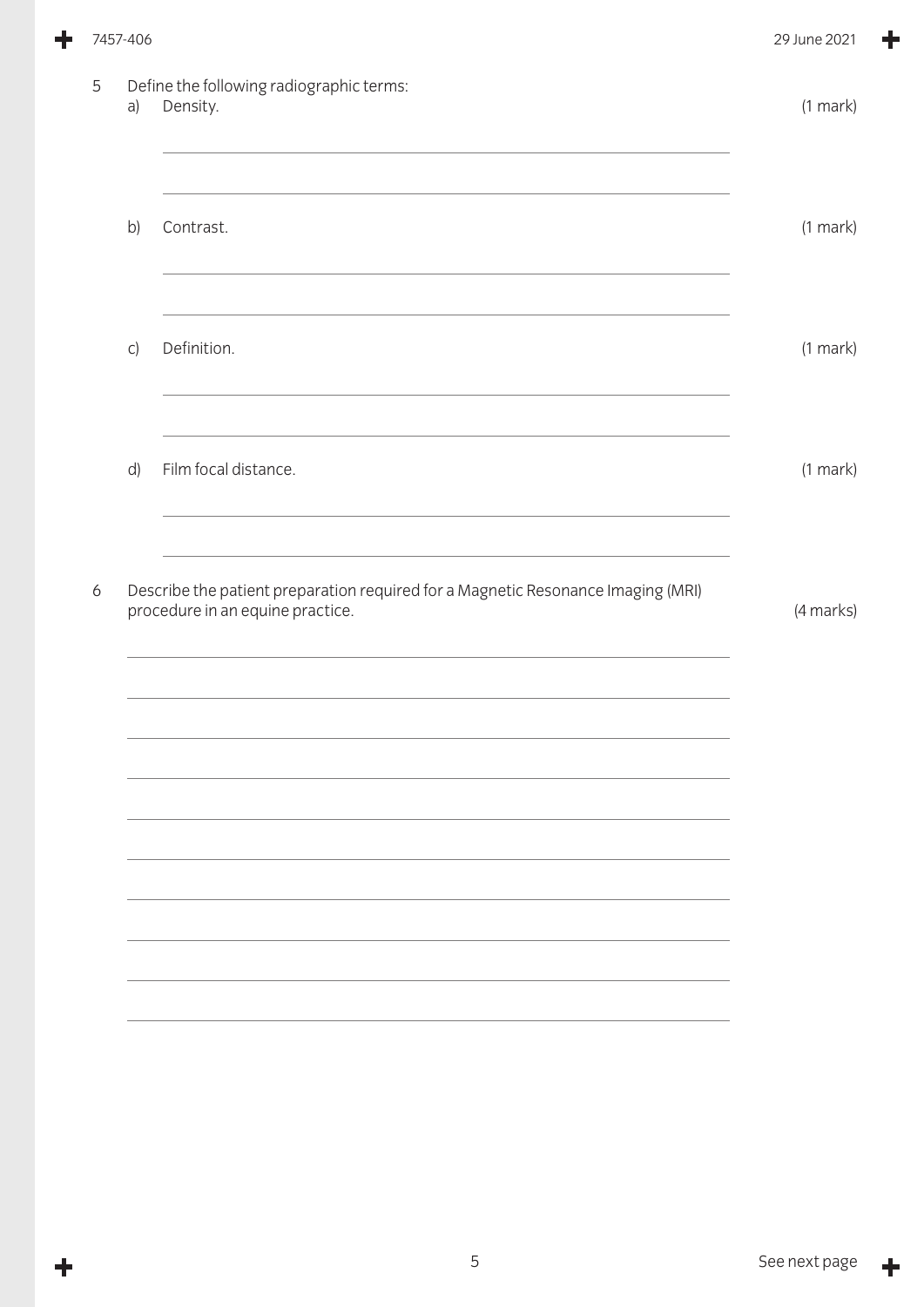5 Define the following radiographic terms:

a) Density. (1 mark)

b) Contrast. (1 mark)

c) Definition. (1 mark)

d) Film focal distance. (1 mark)

6 Describe the patient preparation required for a Magnetic Resonance Imaging (MRI) procedure in an equine practice. (4 marks)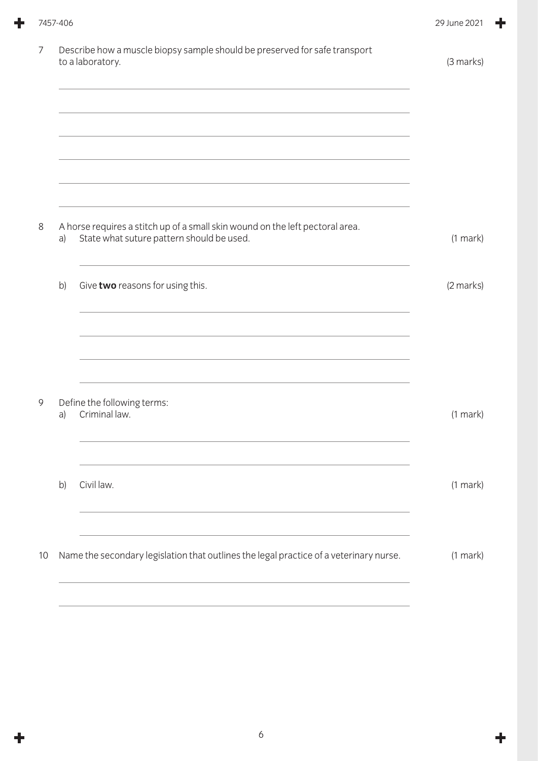7 Describe how a muscle biopsy sample should be preserved for safe transport to a laboratory. (3 marks)

8 A horse requires a stitch up of a small skin wound on the left pectoral area.

a) State what suture pattern should be used. (1 mark)

b) Give **two** reasons for using this. (2 marks)

9 Define the following terms:

a) Criminal law. (1 mark)

b) Civil law. (1 mark)

10 Name the secondary legislation that outlines the legal practice of a veterinary nurse. (1 mark)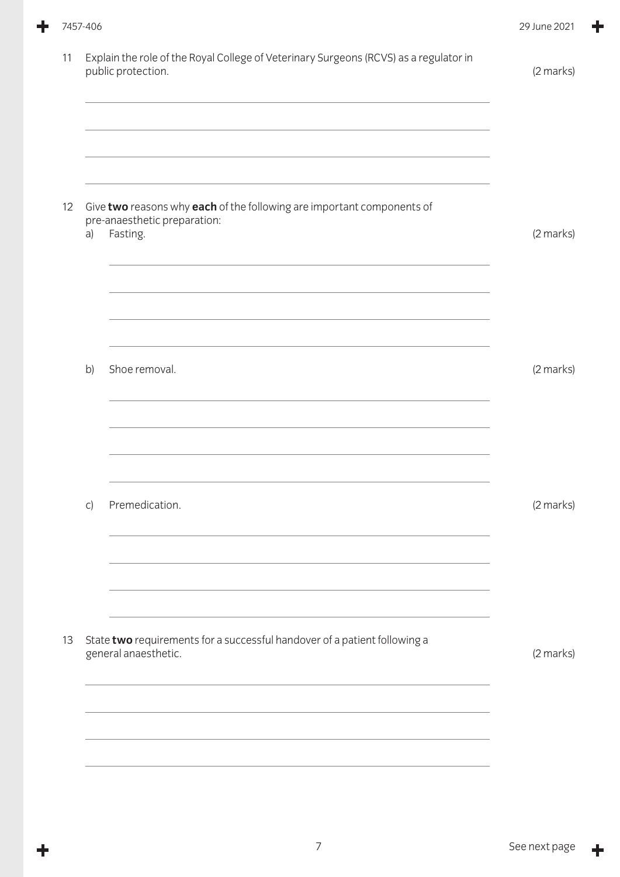11 Explain the role of the Royal College of Veterinary Surgeons (RCVS) as a regulator in public protection. (2 marks)

12 Give **two** reasons why **each** of the following are important components of pre-anaesthetic preparation:

a) Fasting. (2 marks)

b) Shoe removal. (2 marks)

c) Premedication. (2 marks)

13 State **two** requirements for a successful handover of a patient following a general anaesthetic. (2 marks)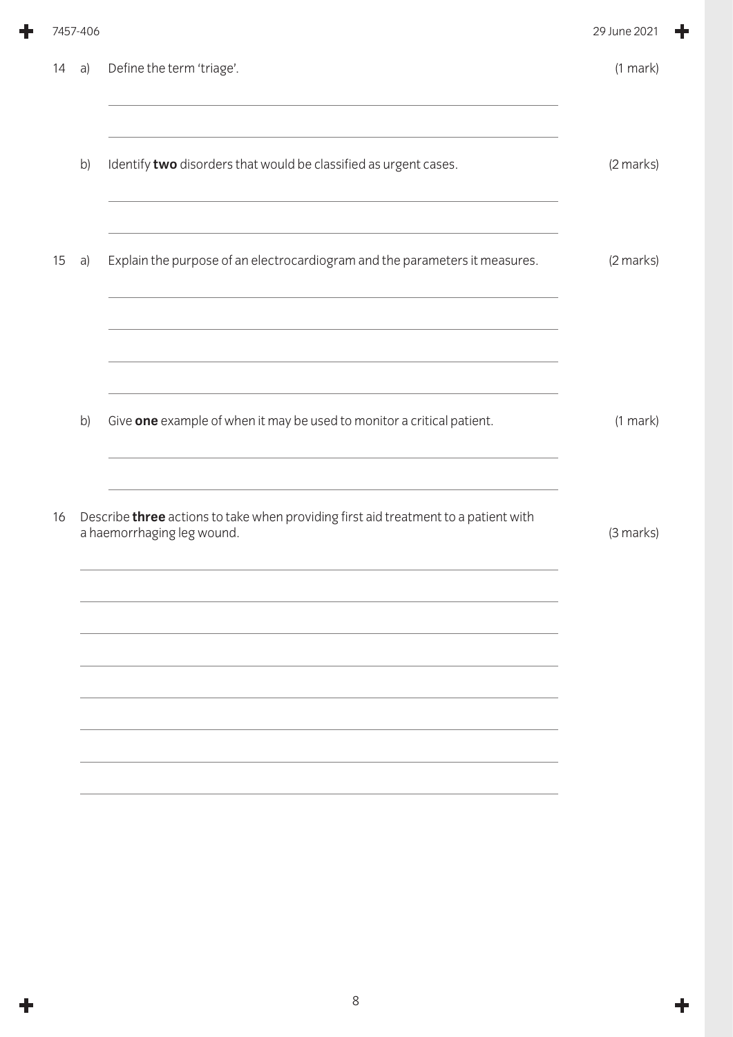14 a) Define the term 'triage'. (1 mark)

b) Identify **two** disorders that would be classified as urgent cases. (2 marks)

15 a) Explain the purpose of an electrocardiogram and the parameters it measures. (2 marks)

b) Give **one** example of when it may be used to monitor a critical patient. (1 mark)

16 Describe **three** actions to take when providing first aid treatment to a patient with a haemorrhaging leg wound. (3 marks)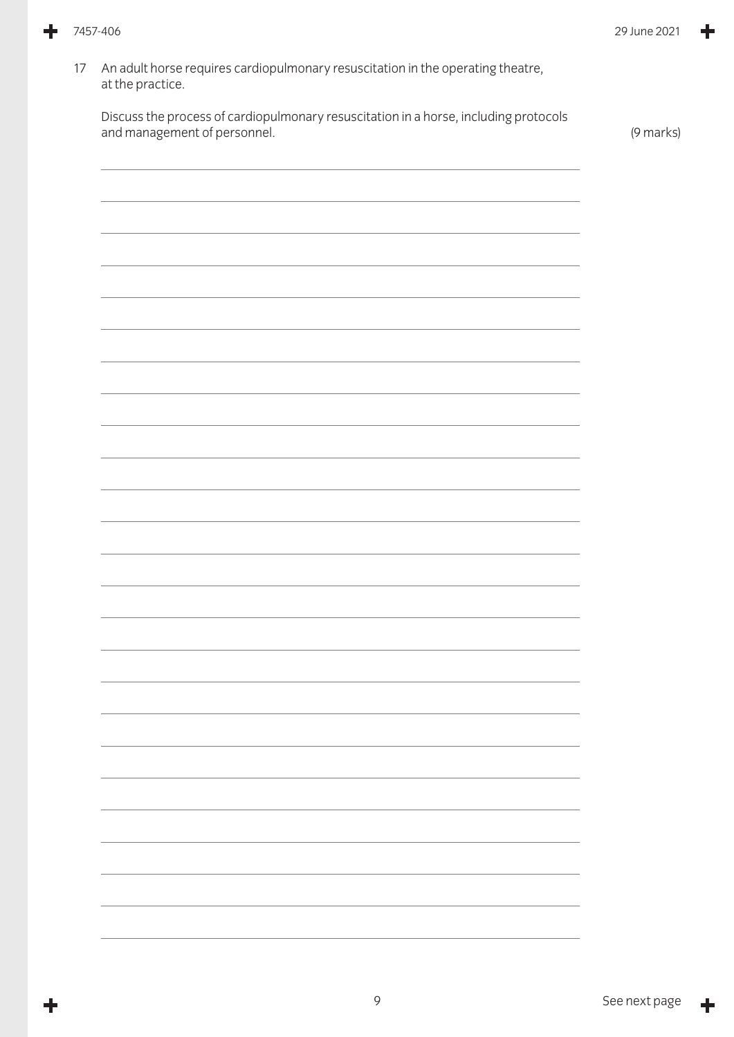17 An adult horse requires cardiopulmonary resuscitation in the operating theatre, at the practice.

Discuss the process of cardiopulmonary resuscitation in a horse, including protocols and management of personnel.

(9 marks)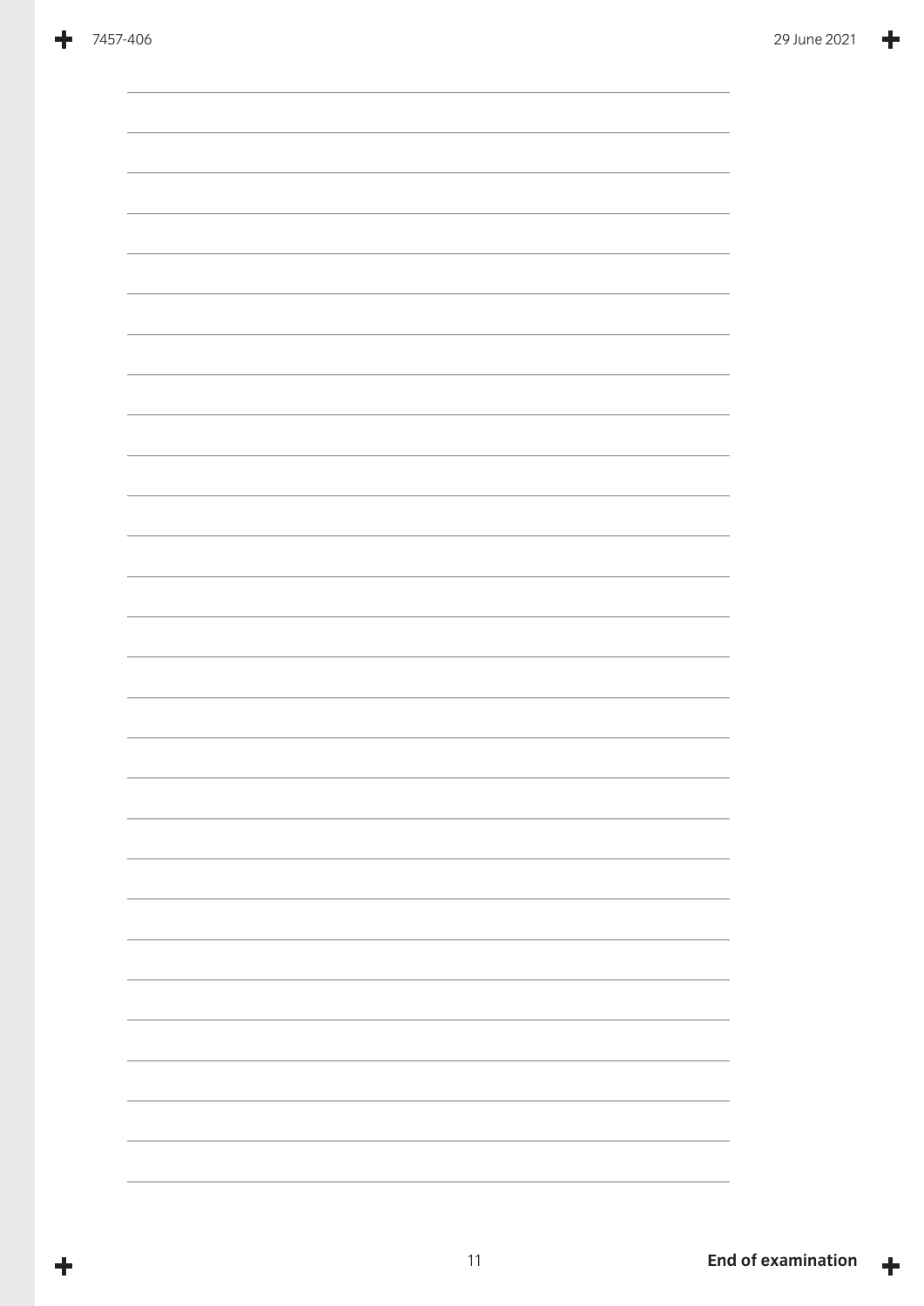**End of examination**